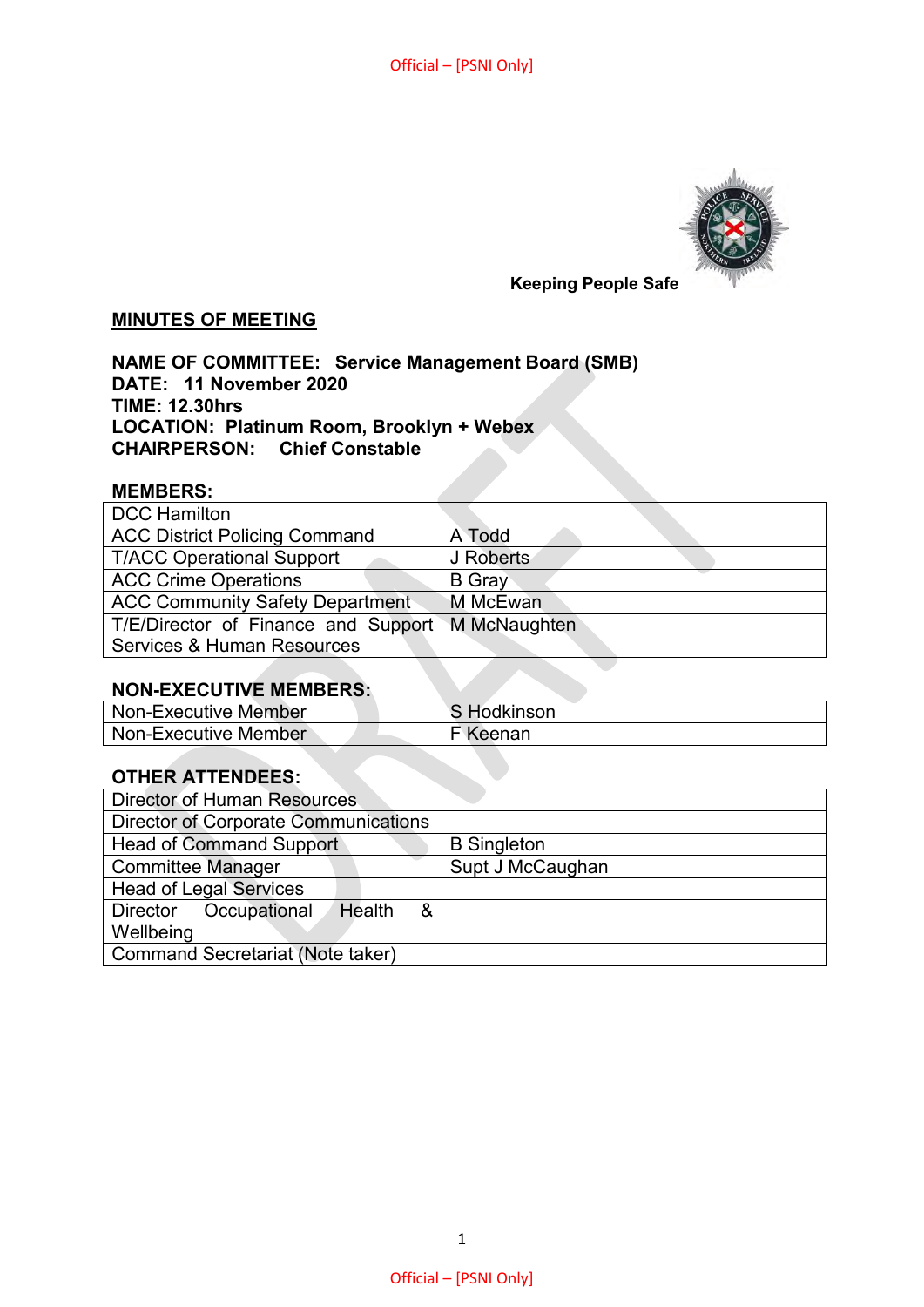Keeping People Safe

## MINUTES OF MEETING

**NAME OF COMMITTEE: Service Management Board (SMB)**
**DATE: 11 November 2020**
**TIME: 12.30hrs**
**LOCATION: Platinum Room, Brooklyn + Webex**
**CHAIRPERSON: Chief Constable**

### MEMBERS:

| | |
|---|---|
| DCC Hamilton | |
| ACC District Policing Command | A Todd |
| T/ACC Operational Support | J Roberts |
| ACC Crime Operations | B Gray |
| ACC Community Safety Department | M McEwan |
| T/E/Director of Finance and Support Services & Human Resources | M McNaughten |

### NON-EXECUTIVE MEMBERS:

| | |
|---|---|
| Non-Executive Member | S Hodkinson |
| Non-Executive Member | F Keenan |

### OTHER ATTENDEES:

| | |
|---|---|
| Director of Human Resources | |
| Director of Corporate Communications | |
| Head of Command Support | B Singleton |
| Committee Manager | Supt J McCaughan |
| Head of Legal Services | |
| Director Occupational Health & Wellbeing | |
| Command Secretariat (Note taker) | |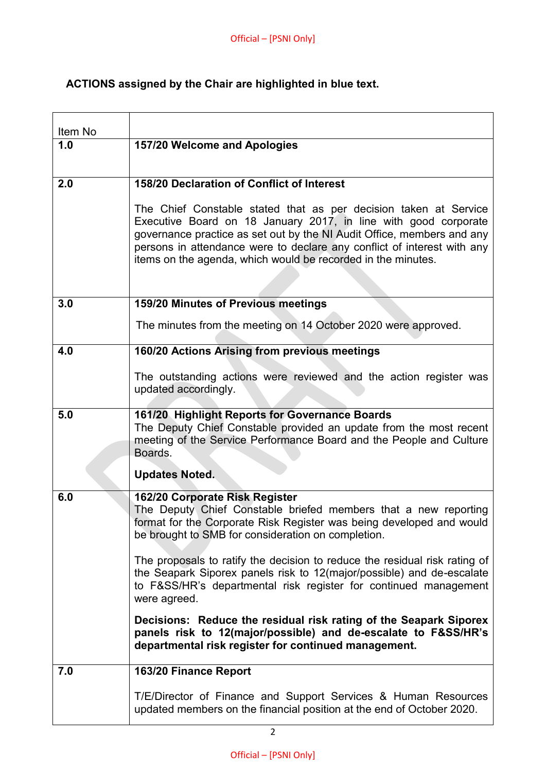**ACTIONS assigned by the Chair are highlighted in blue text.**

| Item No | |
|---|---|
| **1.0** | **157/20 Welcome and Apologies** |
| **2.0** | **158/20 Declaration of Conflict of Interest**<br><br>The Chief Constable stated that as per decision taken at Service Executive Board on 18 January 2017, in line with good corporate governance practice as set out by the NI Audit Office, members and any persons in attendance were to declare any conflict of interest with any items on the agenda, which would be recorded in the minutes. |
| **3.0** | **159/20 Minutes of Previous meetings**<br><br>The minutes from the meeting on 14 October 2020 were approved. |
| **4.0** | **160/20 Actions Arising from previous meetings**<br><br>The outstanding actions were reviewed and the action register was updated accordingly. |
| **5.0** | **161/20 Highlight Reports for Governance Boards**<br>The Deputy Chief Constable provided an update from the most recent meeting of the Service Performance Board and the People and Culture Boards.<br><br>**Updates Noted.** |
| **6.0** | **162/20 Corporate Risk Register**<br>The Deputy Chief Constable briefed members that a new reporting format for the Corporate Risk Register was being developed and would be brought to SMB for consideration on completion.<br><br>The proposals to ratify the decision to reduce the residual risk rating of the Seapark Siporex panels risk to 12(major/possible) and de-escalate to F&SS/HR's departmental risk register for continued management were agreed.<br><br>**Decisions: Reduce the residual risk rating of the Seapark Siporex panels risk to 12(major/possible) and de-escalate to F&SS/HR's departmental risk register for continued management.** |
| **7.0** | **163/20 Finance Report**<br><br>T/E/Director of Finance and Support Services & Human Resources updated members on the financial position at the end of October 2020. |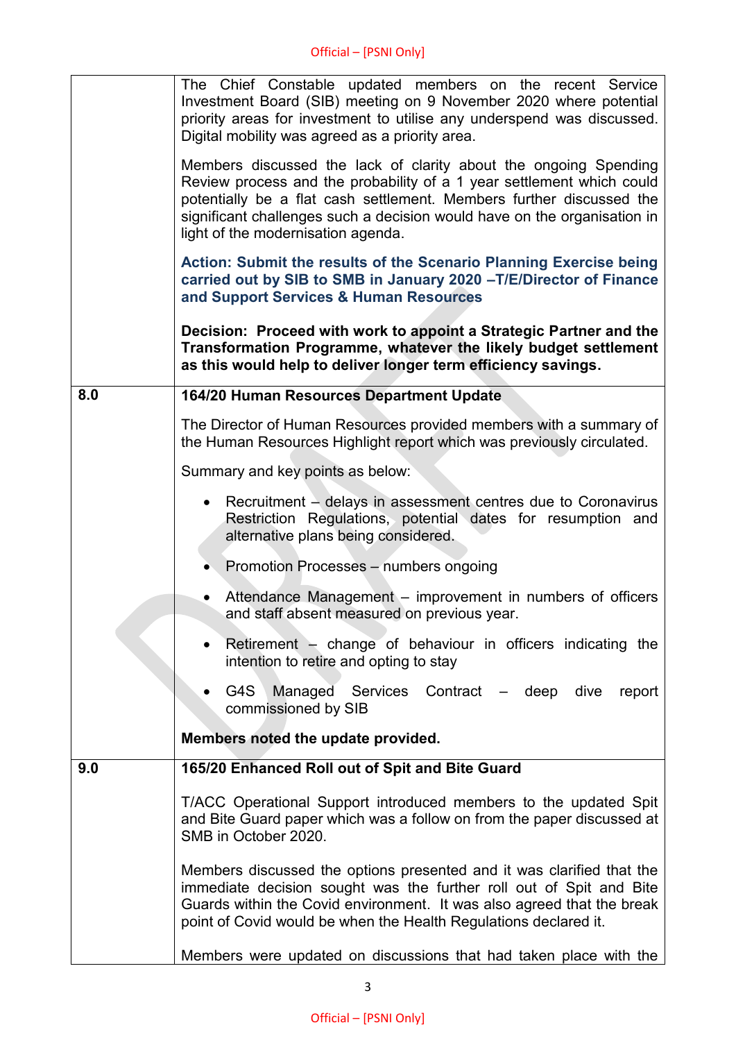| | |
|---|---|
| | The Chief Constable updated members on the recent Service Investment Board (SIB) meeting on 9 November 2020 where potential priority areas for investment to utilise any underspend was discussed. Digital mobility was agreed as a priority area.<br><br>Members discussed the lack of clarity about the ongoing Spending Review process and the probability of a 1 year settlement which could potentially be a flat cash settlement. Members further discussed the significant challenges such a decision would have on the organisation in light of the modernisation agenda.<br><br>**Action: Submit the results of the Scenario Planning Exercise being carried out by SIB to SMB in January 2020 –T/E/Director of Finance and Support Services & Human Resources**<br><br>**Decision: Proceed with work to appoint a Strategic Partner and the Transformation Programme, whatever the likely budget settlement as this would help to deliver longer term efficiency savings.** |
| **8.0** | **164/20 Human Resources Department Update**<br><br>The Director of Human Resources provided members with a summary of the Human Resources Highlight report which was previously circulated.<br><br>Summary and key points as below:<br><br>• Recruitment – delays in assessment centres due to Coronavirus Restriction Regulations, potential dates for resumption and alternative plans being considered.<br>• Promotion Processes – numbers ongoing<br>• Attendance Management – improvement in numbers of officers and staff absent measured on previous year.<br>• Retirement – change of behaviour in officers indicating the intention to retire and opting to stay<br>• G4S Managed Services Contract – deep dive report commissioned by SIB<br><br>**Members noted the update provided.** |
| **9.0** | **165/20 Enhanced Roll out of Spit and Bite Guard**<br><br>T/ACC Operational Support introduced members to the updated Spit and Bite Guard paper which was a follow on from the paper discussed at SMB in October 2020.<br><br>Members discussed the options presented and it was clarified that the immediate decision sought was the further roll out of Spit and Bite Guards within the Covid environment. It was also agreed that the break point of Covid would be when the Health Regulations declared it.<br><br>Members were updated on discussions that had taken place with the |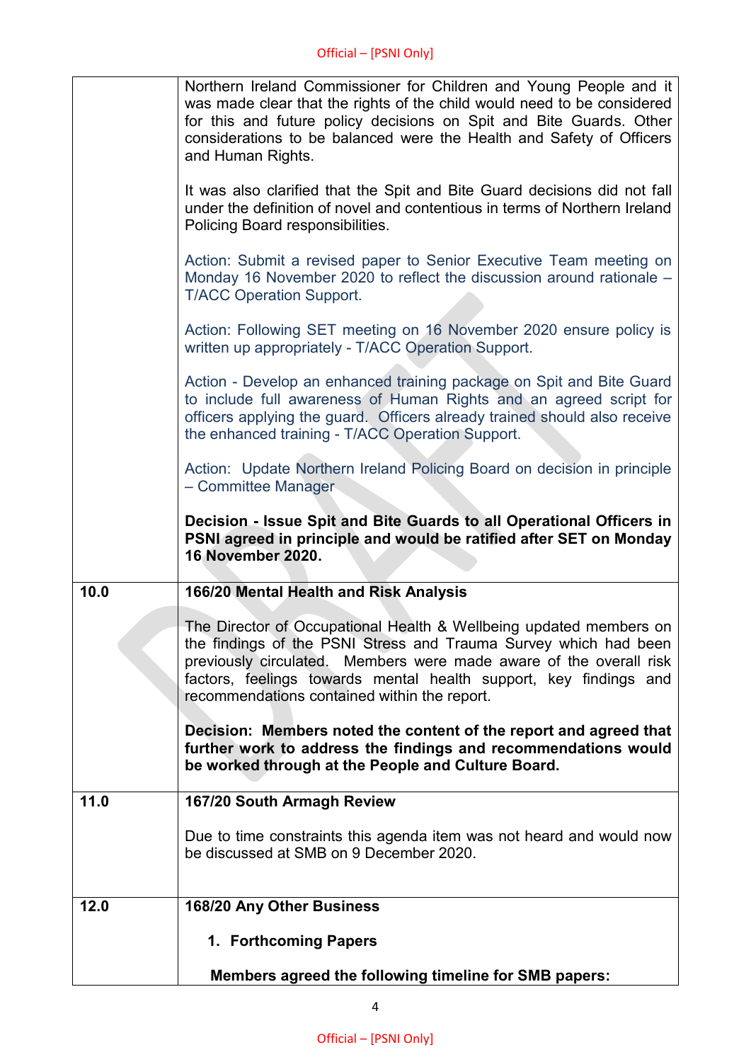| | |
|---|---|
| | Northern Ireland Commissioner for Children and Young People and it was made clear that the rights of the child would need to be considered for this and future policy decisions on Spit and Bite Guards. Other considerations to be balanced were the Health and Safety of Officers and Human Rights.<br><br>It was also clarified that the Spit and Bite Guard decisions did not fall under the definition of novel and contentious in terms of Northern Ireland Policing Board responsibilities.<br><br>Action: Submit a revised paper to Senior Executive Team meeting on Monday 16 November 2020 to reflect the discussion around rationale – T/ACC Operation Support.<br><br>Action: Following SET meeting on 16 November 2020 ensure policy is written up appropriately - T/ACC Operation Support.<br><br>Action - Develop an enhanced training package on Spit and Bite Guard to include full awareness of Human Rights and an agreed script for officers applying the guard. Officers already trained should also receive the enhanced training - T/ACC Operation Support.<br><br>Action: Update Northern Ireland Policing Board on decision in principle – Committee Manager<br><br>**Decision - Issue Spit and Bite Guards to all Operational Officers in PSNI agreed in principle and would be ratified after SET on Monday 16 November 2020.** |
| **10.0** | **166/20 Mental Health and Risk Analysis**<br><br>The Director of Occupational Health & Wellbeing updated members on the findings of the PSNI Stress and Trauma Survey which had been previously circulated. Members were made aware of the overall risk factors, feelings towards mental health support, key findings and recommendations contained within the report.<br><br>**Decision: Members noted the content of the report and agreed that further work to address the findings and recommendations would be worked through at the People and Culture Board.** |
| **11.0** | **167/20 South Armagh Review**<br><br>Due to time constraints this agenda item was not heard and would now be discussed at SMB on 9 December 2020. |
| **12.0** | **168/20 Any Other Business**<br><br>1. **Forthcoming Papers**<br><br>**Members agreed the following timeline for SMB papers:** |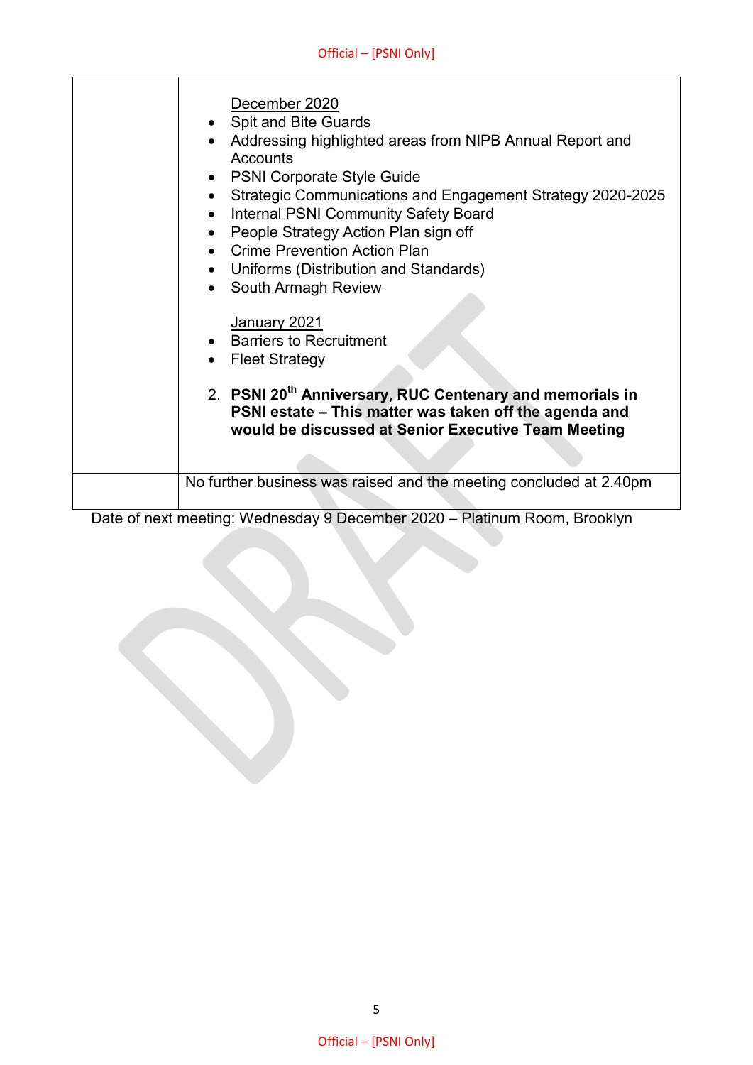| | |
|---|---|
| | <u>December 2020</u><br>• Spit and Bite Guards<br>• Addressing highlighted areas from NIPB Annual Report and Accounts<br>• PSNI Corporate Style Guide<br>• Strategic Communications and Engagement Strategy 2020-2025<br>• Internal PSNI Community Safety Board<br>• People Strategy Action Plan sign off<br>• Crime Prevention Action Plan<br>• Uniforms (Distribution and Standards)<br>• South Armagh Review<br><br><u>January 2021</u><br>• Barriers to Recruitment<br>• Fleet Strategy<br><br>2. **PSNI 20th Anniversary, RUC Centenary and memorials in PSNI estate – This matter was taken off the agenda and would be discussed at Senior Executive Team Meeting** |
| | No further business was raised and the meeting concluded at 2.40pm |

Date of next meeting: Wednesday 9 December 2020 – Platinum Room, Brooklyn